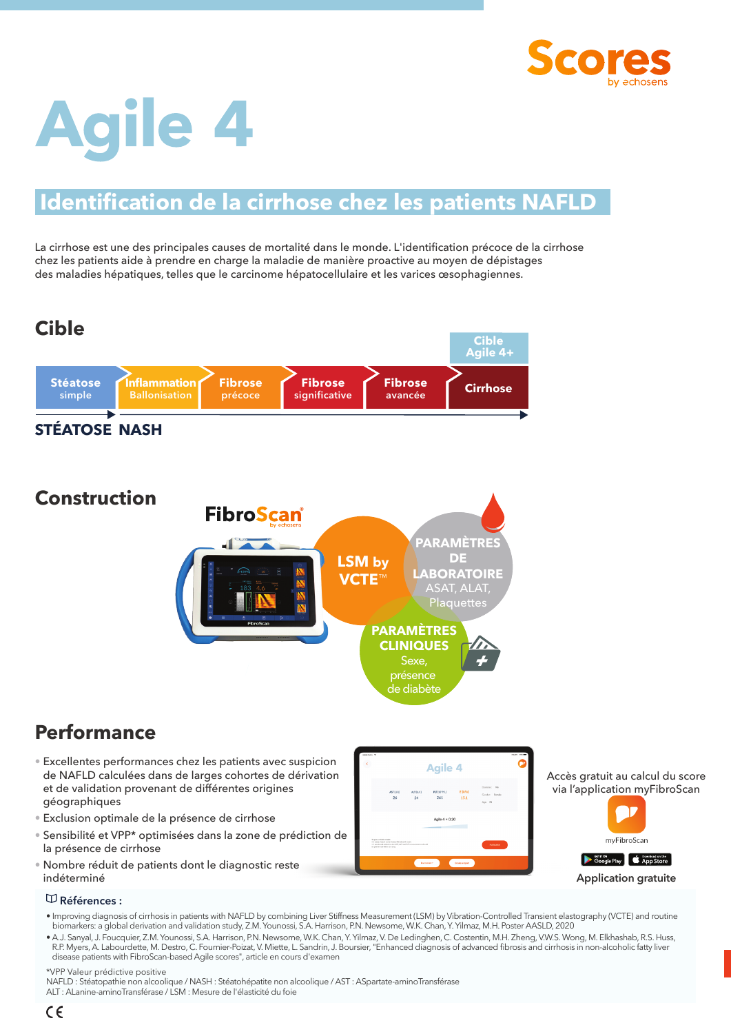Scores by echosens

# Agile 4

## Identification de la cirrhose chez les patients NAFLD

La cirrhose est une des principales causes de mortalité dans le monde. L'identification précoce de la cirrhose chez les patients aide à prendre en charge la maladie de manière proactive au moyen de dépistages des maladies hépatiques, telles que le carcinome hépatocellulaire et les varices œsophagiennes.

## Cible

Cible Agile 4+

Stéatose simple → Inflammation Ballonisation → Fibrose précoce → Fibrose significative → Fibrose avancée → Cirrhose

STÉATOSE NASH

## Construction

FibroScan by echosens

- LSM by VCTE™
- PARAMÈTRES DE LABORATOIRE : ASAT, ALAT, Plaquettes
- PARAMÈTRES CLINIQUES : Sexe, présence de diabète

## Performance

- Excellentes performances chez les patients avec suspicion de NAFLD calculées dans de larges cohortes de dérivation et de validation provenant de différentes origines géographiques
- Exclusion optimale de la présence de cirrhose
- Sensibilité et VPP* optimisées dans la zone de prédiction de la présence de cirrhose
- Nombre réduit de patients dont le diagnostic reste indéterminé

Accès gratuit au calcul du score via l'application myFibroScan

myFibroScan

**Application gratuite**

**Références :**

- Improving diagnosis of cirrhosis in patients with NAFLD by combining Liver Stiffness Measurement (LSM) by Vibration-Controlled Transient elastography (VCTE) and routine biomarkers: a global derivation and validation study, Z.M. Younossi, S.A. Harrison, P.N. Newsome, W.K. Chan, Y. Yilmaz, M.H. Poster AASLD, 2020
- A.J. Sanyal, J. Foucquier, Z.M. Younossi, S.A. Harrison, P.N. Newsome, W.K. Chan, Y. Yilmaz, V. De Ledinghen, C. Costentin, M.H. Zheng, V.W.S. Wong, M. Elkhashab, R.S. Huss, R.P. Myers, A. Labourdette, M. Destro, C. Fournier-Poizat, V. Miette, L. Sandrin, J. Boursier, "Enhanced diagnosis of advanced fibrosis and cirrhosis in non-alcoholic fatty liver disease patients with FibroScan-based Agile scores", article en cours d'examen

*VPP Valeur prédictive positive
NAFLD : Stéatopathie non alcoolique / NASH : Stéatohépatite non alcoolique / AST : ASpartate-aminoTransférase
ALT : ALanine-aminoTransférase / LSM : Mesure de l'élasticité du foie

CE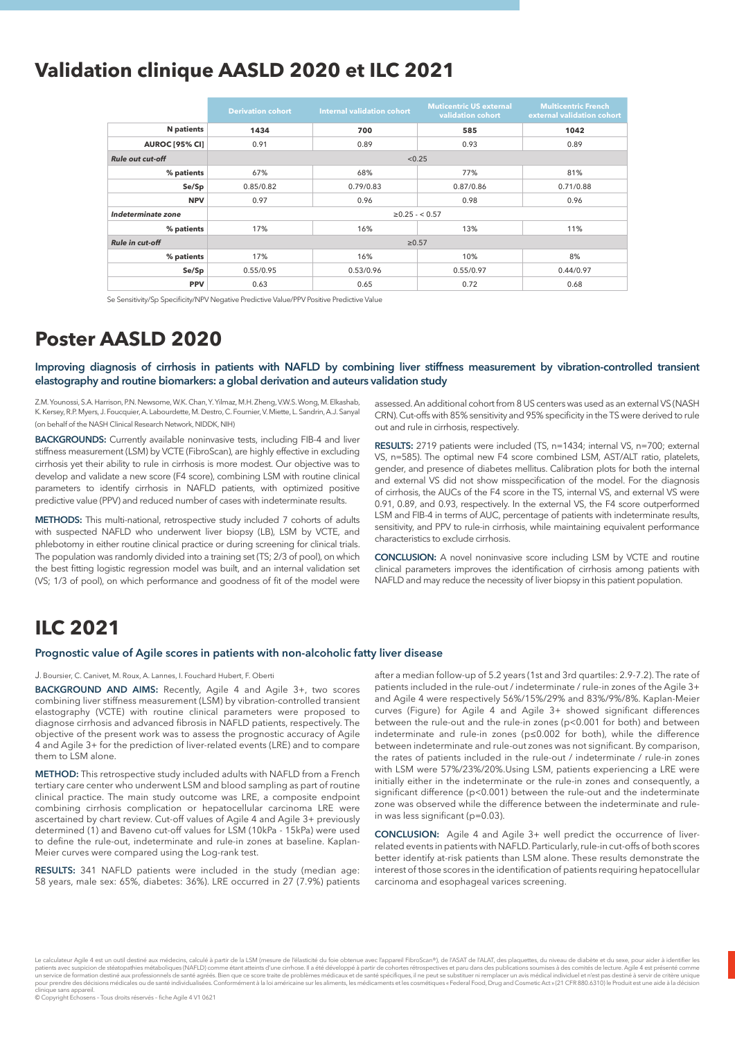# Validation clinique AASLD 2020 et ILC 2021

| | Derivation cohort | Internal validation cohort | Multicentric US external validation cohort | Multicentric French external validation cohort |
|---|---|---|---|---|
| **N patients** | **1434** | **700** | **585** | **1042** |
| **AUROC [95% CI]** | 0.91 | 0.89 | 0.93 | 0.89 |
| ***Rule out cut-off*** | <0.25 | | | |
| **% patients** | 67% | 68% | 77% | 81% |
| **Se/Sp** | 0.85/0.82 | 0.79/0.83 | 0.87/0.86 | 0.71/0.88 |
| **NPV** | 0.97 | 0.96 | 0.98 | 0.96 |
| ***Indeterminate zone*** | ≥0.25 - < 0.57 | | | |
| **% patients** | 17% | 16% | 13% | 11% |
| ***Rule in cut-off*** | ≥0.57 | | | |
| **% patients** | 17% | 16% | 10% | 8% |
| **Se/Sp** | 0.55/0.95 | 0.53/0.96 | 0.55/0.97 | 0.44/0.97 |
| **PPV** | 0.63 | 0.65 | 0.72 | 0.68 |

Se Sensitivity/Sp Specificity/NPV Negative Predictive Value/PPV Positive Predictive Value

# Poster AASLD 2020

### Improving diagnosis of cirrhosis in patients with NAFLD by combining liver stiffness measurement by vibration-controlled transient elastography and routine biomarkers: a global derivation and auteurs validation study

Z.M. Younossi, S.A. Harrison, P.N. Newsome, W.K. Chan, Y. Yilmaz, M.H. Zheng, V.W.S. Wong, M. Elkashab, K. Kersey, R.P. Myers, J. Foucquier, A. Labourdette, M. Destro, C. Fournier, V. Miette, L. Sandrin, A.J. Sanyal (on behalf of the NASH Clinical Research Network, NIDDK, NIH)

**BACKGROUNDS:** Currently available noninvasive tests, including FIB-4 and liver stiffness measurement (LSM) by VCTE (FibroScan), are highly effective in excluding cirrhosis yet their ability to rule in cirrhosis is more modest. Our objective was to develop and validate a new score (F4 score), combining LSM with routine clinical parameters to identify cirrhosis in NAFLD patients, with optimized positive predictive value (PPV) and reduced number of cases with indeterminate results.

**METHODS:** This multi-national, retrospective study included 7 cohorts of adults with suspected NAFLD who underwent liver biopsy (LB), LSM by VCTE, and phlebotomy in either routine clinical practice or during screening for clinical trials. The population was randomly divided into a training set (TS; 2/3 of pool), on which the best fitting logistic regression model was built, and an internal validation set (VS; 1/3 of pool), on which performance and goodness of fit of the model were assessed. An additional cohort from 8 US centers was used as an external VS (NASH CRN). Cut-offs with 85% sensitivity and 95% specificity in the TS were derived to rule out and rule in cirrhosis, respectively.

**RESULTS:** 2719 patients were included (TS, n=1434; internal VS, n=700; external VS, n=585). The optimal new F4 score combined LSM, AST/ALT ratio, platelets, gender, and presence of diabetes mellitus. Calibration plots for both the internal and external VS did not show misspecification of the model. For the diagnosis of cirrhosis, the AUCs of the F4 score in the TS, internal VS, and external VS were 0.91, 0.89, and 0.93, respectively. In the external VS, the F4 score outperformed LSM and FIB-4 in terms of AUC, percentage of patients with indeterminate results, sensitivity, and PPV to rule-in cirrhosis, while maintaining equivalent performance characteristics to exclude cirrhosis.

**CONCLUSION:** A novel noninvasive score including LSM by VCTE and routine clinical parameters improves the identification of cirrhosis among patients with NAFLD and may reduce the necessity of liver biopsy in this patient population.

# ILC 2021

### Prognostic value of Agile scores in patients with non-alcoholic fatty liver disease

J. Boursier, C. Canivet, M. Roux, A. Lannes, I. Fouchard Hubert, F. Oberti

**BACKGROUND AND AIMS:** Recently, Agile 4 and Agile 3+, two scores combining liver stiffness measurement (LSM) by vibration-controlled transient elastography (VCTE) with routine clinical parameters were proposed to diagnose cirrhosis and advanced fibrosis in NAFLD patients, respectively. The objective of the present work was to assess the prognostic accuracy of Agile 4 and Agile 3+ for the prediction of liver-related events (LRE) and to compare them to LSM alone.

**METHOD:** This retrospective study included adults with NAFLD from a French tertiary care center who underwent LSM and blood sampling as part of routine clinical practice. The main study outcome was LRE, a composite endpoint combining cirrhosis complication or hepatocellular carcinoma LRE were ascertained by chart review. Cut-off values of Agile 4 and Agile 3+ previously determined (1) and Baveno cut-off values for LSM (10kPa - 15kPa) were used to define the rule-out, indeterminate and rule-in zones at baseline. Kaplan-Meier curves were compared using the Log-rank test.

**RESULTS:** 341 NAFLD patients were included in the study (median age: 58 years, male sex: 65%, diabetes: 36%). LRE occurred in 27 (7.9%) patients after a median follow-up of 5.2 years (1st and 3rd quartiles: 2.9-7.2). The rate of patients included in the rule-out / indeterminate / rule-in zones of the Agile 3+ and Agile 4 were respectively 56%/15%/29% and 83%/9%/8%. Kaplan-Meier curves (Figure) for Agile 4 and Agile 3+ showed significant differences between the rule-out and the rule-in zones (p<0.001 for both) and between indeterminate and rule-in zones (p≤0.002 for both), while the difference between indeterminate and rule-out zones was not significant. By comparison, the rates of patients included in the rule-out / indeterminate / rule-in zones with LSM were 57%/23%/20%.Using LSM, patients experiencing a LRE were initially either in the indeterminate or the rule-in zones and consequently, a significant difference (p<0.001) between the rule-out and the indeterminate zone was observed while the difference between the indeterminate and rule-in was less significant (p=0.03).

**CONCLUSION:** Agile 4 and Agile 3+ well predict the occurrence of liver-related events in patients with NAFLD. Particularly, rule-in cut-offs of both scores better identify at-risk patients than LSM alone. These results demonstrate the interest of those scores in the identification of patients requiring hepatocellular carcinoma and esophageal varices screening.

Le calculateur Agile 4 est un outil destiné aux médecins, calculé à partir de la LSM (mesure de l'élasticité du foie obtenue avec l'appareil FibroScan®), de l'ASAT de l'ALAT, des plaquettes, du niveau de diabète et du sexe, pour aider à identifier les patients avec suspicion de stéatopathies métaboliques (NAFLD) comme étant atteints d'une cirrhose. Il a été développé à partir de cohortes rétrospectives et paru dans des publications soumises à des comités de lecture. Agile 4 est présenté comme un service de formation destiné aux professionnels de santé agréés. Bien que ce score traite de problèmes médicaux et de santé spécifiques, il ne peut se substituer ni remplacer un avis médical individuel et n'est pas destiné à servir de critère unique pour prendre des décisions médicales ou de santé individualisées. Conformément à la loi américaine sur les aliments, les médicaments et les cosmétiques « Federal Food, Drug and Cosmetic Act » (21 CFR 880.6310) le Produit est une aide à la décision clinique sans appareil.

© Copyright Echosens - Tous droits réservés - fiche Agile 4 V1 0621